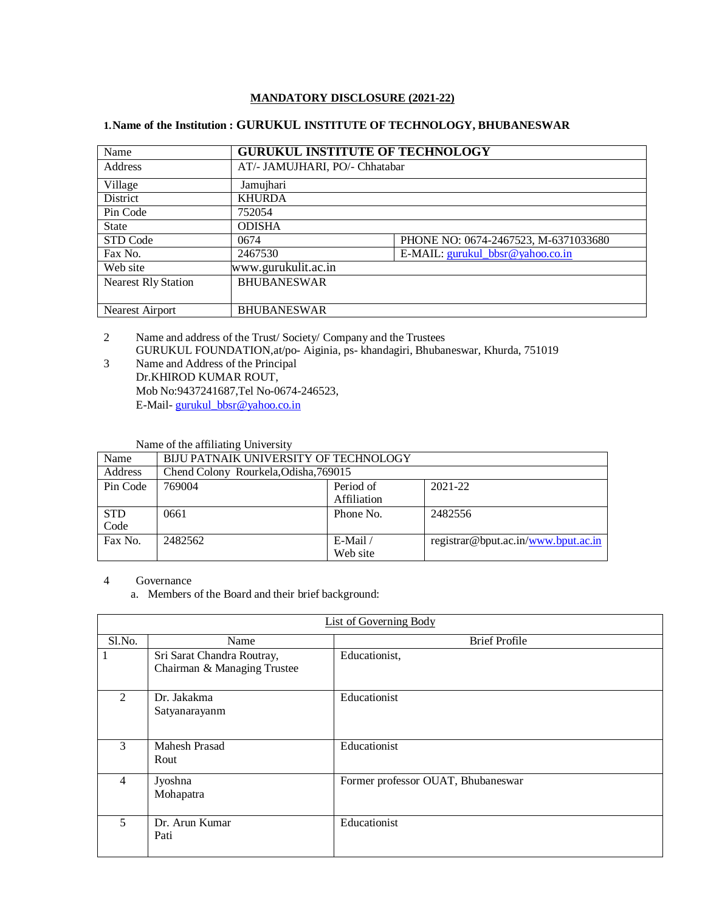## MANDATORY DISCLOSURE (2021-22)

**1. Name of the Institution : GURUKUL INSTITUTE OF TECHNOLOGY, BHUBANESWAR**

| Name | **GURUKUL INSTITUTE OF TECHNOLOGY** | |
|---|---|---|
| Address | AT/- JAMUJHARI, PO/- Chhatabar | |
| Village | Jamujhari | |
| District | KHURDA | |
| Pin Code | 752054 | |
| State | ODISHA | |
| STD Code | 0674 | PHONE NO: 0674-2467523, M-6371033680 |
| Fax No. | 2467530 | E-MAIL: gurukul_bbsr@yahoo.co.in |
| Web site | www.gurukulit.ac.in | |
| Nearest Rly Station | BHUBANESWAR | |
| Nearest Airport | BHUBANESWAR | |

2 Name and address of the Trust/ Society/ Company and the Trustees
GURUKUL FOUNDATION,at/po- Aiginia, ps- khandagiri, Bhubaneswar, Khurda, 751019

3 Name and Address of the Principal
Dr.KHIROD KUMAR ROUT,
Mob No:9437241687,Tel No-0674-246523,
E-Mail- gurukul_bbsr@yahoo.co.in

Name of the affiliating University

| Name | BIJU PATNAIK UNIVERSITY OF TECHNOLOGY | | |
|---|---|---|---|
| Address | Chend Colony Rourkela,Odisha,769015 | | |
| Pin Code | 769004 | Period of Affiliation | 2021-22 |
| STD Code | 0661 | Phone No. | 2482556 |
| Fax No. | 2482562 | E-Mail / Web site | registrar@bput.ac.in/www.bput.ac.in |

4 Governance

a. Members of the Board and their brief background:

List of Governing Body

| Sl.No. | Name | Brief Profile |
|---|---|---|
| 1 | Sri Sarat Chandra Routray, Chairman & Managing Trustee | Educationist, |
| 2 | Dr. Jakakma Satyanarayanm | Educationist |
| 3 | Mahesh Prasad Rout | Educationist |
| 4 | Jyoshna Mohapatra | Former professor OUAT, Bhubaneswar |
| 5 | Dr. Arun Kumar Pati | Educationist |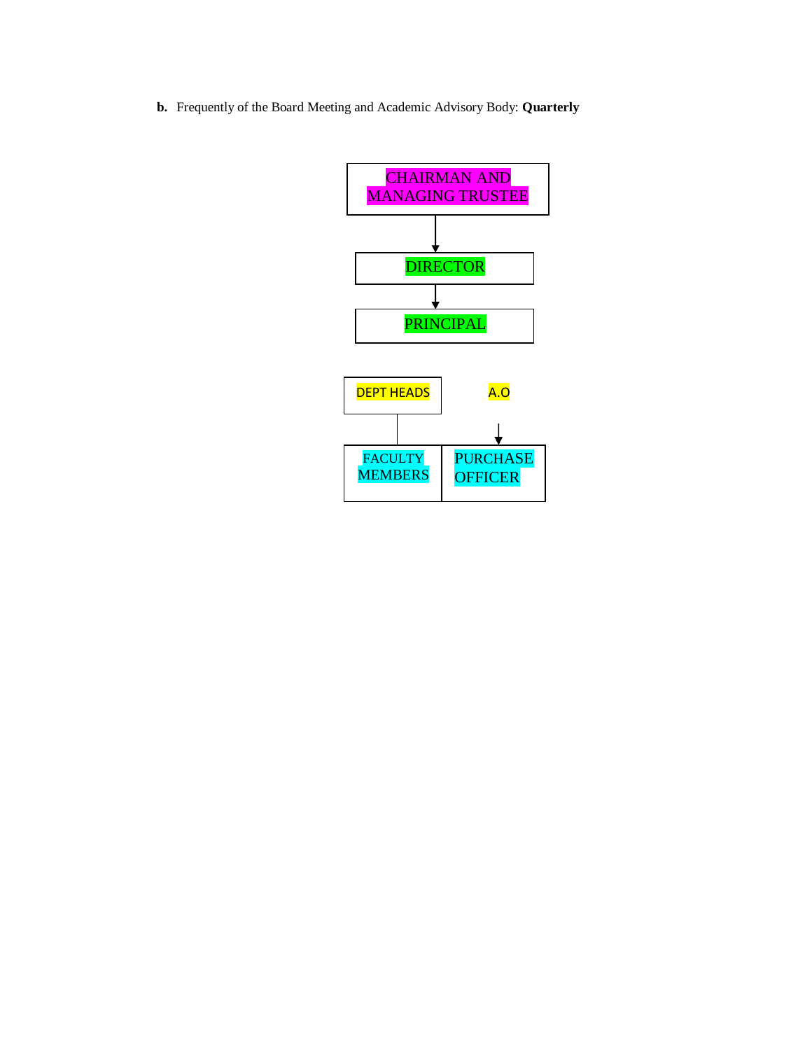**b.** Frequently of the Board Meeting and Academic Advisory Body: **Quarterly**

CHAIRMAN AND MANAGING TRUSTEE

↓

DIRECTOR

↓

PRINCIPAL

DEPT HEADS

A.O

↓

FACULTY MEMBERS

PURCHASE OFFICER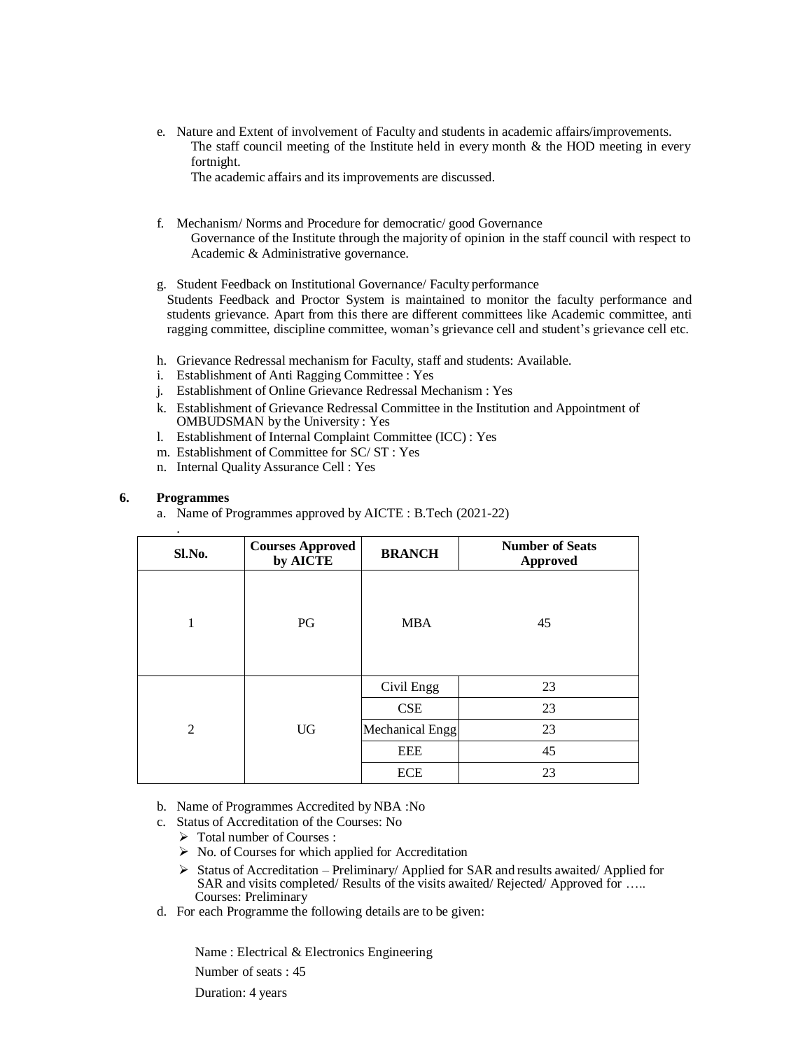e. Nature and Extent of involvement of Faculty and students in academic affairs/improvements.

   The staff council meeting of the Institute held in every month & the HOD meeting in every fortnight.

   The academic affairs and its improvements are discussed.

f. Mechanism/ Norms and Procedure for democratic/ good Governance

   Governance of the Institute through the majority of opinion in the staff council with respect to Academic & Administrative governance.

g. Student Feedback on Institutional Governance/ Faculty performance

   Students Feedback and Proctor System is maintained to monitor the faculty performance and students grievance. Apart from this there are different committees like Academic committee, anti ragging committee, discipline committee, woman's grievance cell and student's grievance cell etc.

h. Grievance Redressal mechanism for Faculty, staff and students: Available.
i. Establishment of Anti Ragging Committee : Yes
j. Establishment of Online Grievance Redressal Mechanism : Yes
k. Establishment of Grievance Redressal Committee in the Institution and Appointment of OMBUDSMAN by the University : Yes
l. Establishment of Internal Complaint Committee (ICC) : Yes
m. Establishment of Committee for SC/ ST : Yes
n. Internal Quality Assurance Cell : Yes

**6. Programmes**

a. Name of Programmes approved by AICTE : B.Tech (2021-22)

.

| Sl.No. | Courses Approved by AICTE | BRANCH | Number of Seats Approved |
|---|---|---|---|
| 1 | PG | MBA | 45 |
| 2 | UG | Civil Engg | 23 |
| | | CSE | 23 |
| | | Mechanical Engg | 23 |
| | | EEE | 45 |
| | | ECE | 23 |

b. Name of Programmes Accredited by NBA :No
c. Status of Accreditation of the Courses: No
   - Total number of Courses :
   - No. of Courses for which applied for Accreditation
   - Status of Accreditation – Preliminary/ Applied for SAR and results awaited/ Applied for SAR and visits completed/ Results of the visits awaited/ Rejected/ Approved for ….. Courses: Preliminary
d. For each Programme the following details are to be given:

   Name : Electrical & Electronics Engineering

   Number of seats : 45

   Duration: 4 years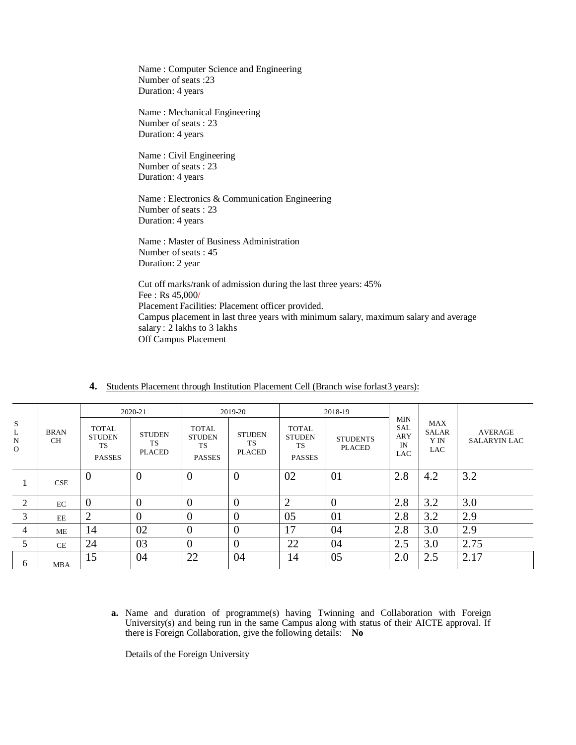Name : Computer Science and Engineering
Number of seats :23
Duration: 4 years

Name : Mechanical Engineering
Number of seats : 23
Duration: 4 years

Name : Civil Engineering
Number of seats : 23
Duration: 4 years

Name : Electronics & Communication Engineering
Number of seats : 23
Duration: 4 years

Name : Master of Business Administration
Number of seats : 45
Duration: 2 year

Cut off marks/rank of admission during the last three years: 45%
Fee : Rs 45,000/
Placement Facilities: Placement officer provided.
Campus placement in last three years with minimum salary, maximum salary and average salary : 2 lakhs to 3 lakhs
Off Campus Placement

**4.** Students Placement through Institution Placement Cell (Branch wise forlast3 years):

| SL NO | BRANCH | 2020-21 | | 2019-20 | | 2018-19 | | MIN SALARY IN LAC | MAX SALARY IN LAC | AVERAGE SALARYIN LAC |
|---|---|---|---|---|---|---|---|---|---|---|
| | | TOTAL STUDENTS PASSES | STUDENTS PLACED | TOTAL STUDENTS PASSES | STUDENTS PLACED | TOTAL STUDENTS PASSES | STUDENTS PLACED | | | |
| 1 | CSE | 0 | 0 | 0 | 0 | 02 | 01 | 2.8 | 4.2 | 3.2 |
| 2 | EC | 0 | 0 | 0 | 0 | 2 | 0 | 2.8 | 3.2 | 3.0 |
| 3 | EE | 2 | 0 | 0 | 0 | 05 | 01 | 2.8 | 3.2 | 2.9 |
| 4 | ME | 14 | 02 | 0 | 0 | 17 | 04 | 2.8 | 3.0 | 2.9 |
| 5 | CE | 24 | 03 | 0 | 0 | 22 | 04 | 2.5 | 3.0 | 2.75 |
| 6 | MBA | 15 | 04 | 22 | 04 | 14 | 05 | 2.0 | 2.5 | 2.17 |

**a.** Name and duration of programme(s) having Twinning and Collaboration with Foreign University(s) and being run in the same Campus along with status of their AICTE approval. If there is Foreign Collaboration, give the following details: **No**

Details of the Foreign University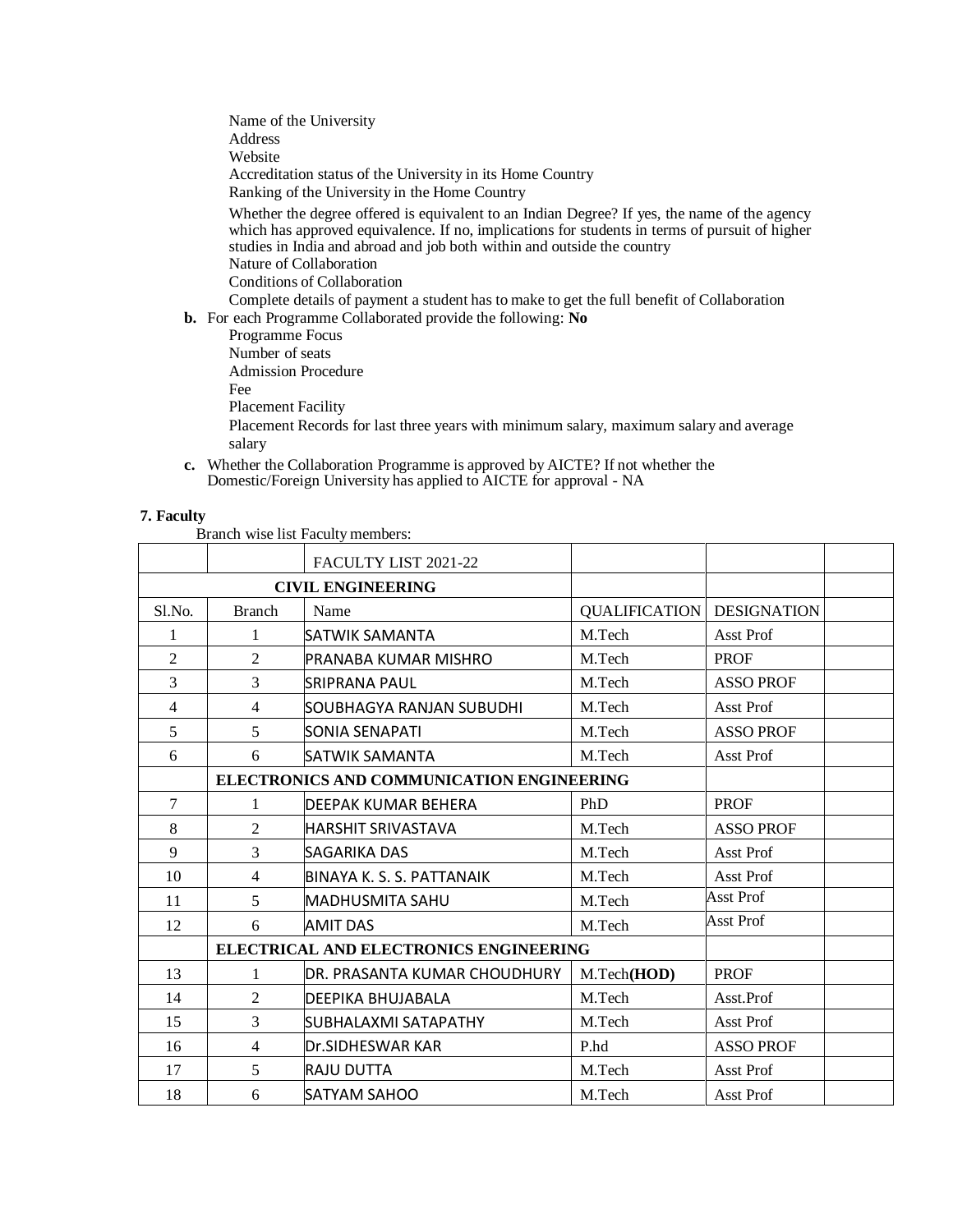Name of the University
Address
Website
Accreditation status of the University in its Home Country
Ranking of the University in the Home Country
Whether the degree offered is equivalent to an Indian Degree? If yes, the name of the agency which has approved equivalence. If no, implications for students in terms of pursuit of higher studies in India and abroad and job both within and outside the country
Nature of Collaboration
Conditions of Collaboration
Complete details of payment a student has to make to get the full benefit of Collaboration

**b.** For each Programme Collaborated provide the following: **No**

Programme Focus
Number of seats
Admission Procedure
Fee
Placement Facility
Placement Records for last three years with minimum salary, maximum salary and average salary

**c.** Whether the Collaboration Programme is approved by AICTE? If not whether the Domestic/Foreign University has applied to AICTE for approval - NA

**7. Faculty**

Branch wise list Faculty members:

| | | FACULTY LIST 2021-22 | | | |
|---|---|---|---|---|---|
| **CIVIL ENGINEERING** | | | | | |
| Sl.No. | Branch | Name | QUALIFICATION | DESIGNATION | |
| 1 | 1 | SATWIK SAMANTA | M.Tech | Asst Prof | |
| 2 | 2 | PRANABA KUMAR MISHRO | M.Tech | PROF | |
| 3 | 3 | SRIPRANA PAUL | M.Tech | ASSO PROF | |
| 4 | 4 | SOUBHAGYA RANJAN SUBUDHI | M.Tech | Asst Prof | |
| 5 | 5 | SONIA SENAPATI | M.Tech | ASSO PROF | |
| 6 | 6 | SATWIK SAMANTA | M.Tech | Asst Prof | |
| | **ELECTRONICS AND COMMUNICATION ENGINEERING** | | | | |
| 7 | 1 | DEEPAK KUMAR BEHERA | PhD | PROF | |
| 8 | 2 | HARSHIT SRIVASTAVA | M.Tech | ASSO PROF | |
| 9 | 3 | SAGARIKA DAS | M.Tech | Asst Prof | |
| 10 | 4 | BINAYA K. S. S. PATTANAIK | M.Tech | Asst Prof | |
| 11 | 5 | MADHUSMITA SAHU | M.Tech | Asst Prof | |
| 12 | 6 | AMIT DAS | M.Tech | Asst Prof | |
| | **ELECTRICAL AND ELECTRONICS ENGINEERING** | | | | |
| 13 | 1 | DR. PRASANTA KUMAR CHOUDHURY | M.Tech**(HOD)** | PROF | |
| 14 | 2 | DEEPIKA BHUJABALA | M.Tech | Asst.Prof | |
| 15 | 3 | SUBHALAXMI SATAPATHY | M.Tech | Asst Prof | |
| 16 | 4 | Dr.SIDHESWAR KAR | P.hd | ASSO PROF | |
| 17 | 5 | RAJU DUTTA | M.Tech | Asst Prof | |
| 18 | 6 | SATYAM SAHOO | M.Tech | Asst Prof | |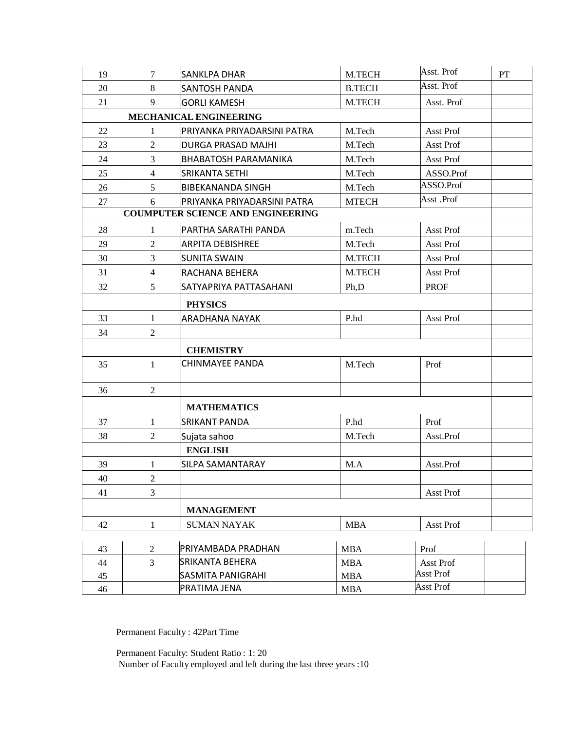| | | | | | |
|---|---|---|---|---|---|
| 19 | 7 | SANKLPA DHAR | M.TECH | Asst. Prof | PT |
| 20 | 8 | SANTOSH PANDA | B.TECH | Asst. Prof | |
| 21 | 9 | GORLI KAMESH | M.TECH | Asst. Prof | |
| | **MECHANICAL ENGINEERING** | | | | |
| 22 | 1 | PRIYANKA PRIYADARSINI PATRA | M.Tech | Asst Prof | |
| 23 | 2 | DURGA PRASAD MAJHI | M.Tech | Asst Prof | |
| 24 | 3 | BHABATOSH PARAMANIKA | M.Tech | Asst Prof | |
| 25 | 4 | SRIKANTA SETHI | M.Tech | ASSO.Prof | |
| 26 | 5 | BIBEKANANDA SINGH | M.Tech | ASSO.Prof | |
| 27 | 6 | PRIYANKA PRIYADARSINI PATRA | MTECH | Asst .Prof | |
| | **COUMPUTER SCIENCE AND ENGINEERING** | | | | |
| 28 | 1 | PARTHA SARATHI PANDA | m.Tech | Asst Prof | |
| 29 | 2 | ARPITA DEBISHREE | M.Tech | Asst Prof | |
| 30 | 3 | SUNITA SWAIN | M.TECH | Asst Prof | |
| 31 | 4 | RACHANA BEHERA | M.TECH | Asst Prof | |
| 32 | 5 | SATYAPRIYA PATTASAHANI | Ph,D | PROF | |
| | | **PHYSICS** | | | |
| 33 | 1 | ARADHANA NAYAK | P.hd | Asst Prof | |
| 34 | 2 | | | | |
| | | **CHEMISTRY** | | | |
| 35 | 1 | CHINMAYEE PANDA | M.Tech | Prof | |
| 36 | 2 | | | | |
| | | **MATHEMATICS** | | | |
| 37 | 1 | SRIKANT PANDA | P.hd | Prof | |
| 38 | 2 | Sujata sahoo | M.Tech | Asst.Prof | |
| | | **ENGLISH** | | | |
| 39 | 1 | SILPA SAMANTARAY | M.A | Asst.Prof | |
| 40 | 2 | | | | |
| 41 | 3 | | | Asst Prof | |
| | | **MANAGEMENT** | | | |
| 42 | 1 | SUMAN NAYAK | MBA | Asst Prof | |
| 43 | 2 | PRIYAMBADA PRADHAN | MBA | Prof | |
| 44 | 3 | SRIKANTA BEHERA | MBA | Asst Prof | |
| 45 | | SASMITA PANIGRAHI | MBA | Asst Prof | |
| 46 | | PRATIMA JENA | MBA | Asst Prof | |

Permanent Faculty : 42Part Time

Permanent Faculty: Student Ratio : 1: 20

Number of Faculty employed and left during the last three years :10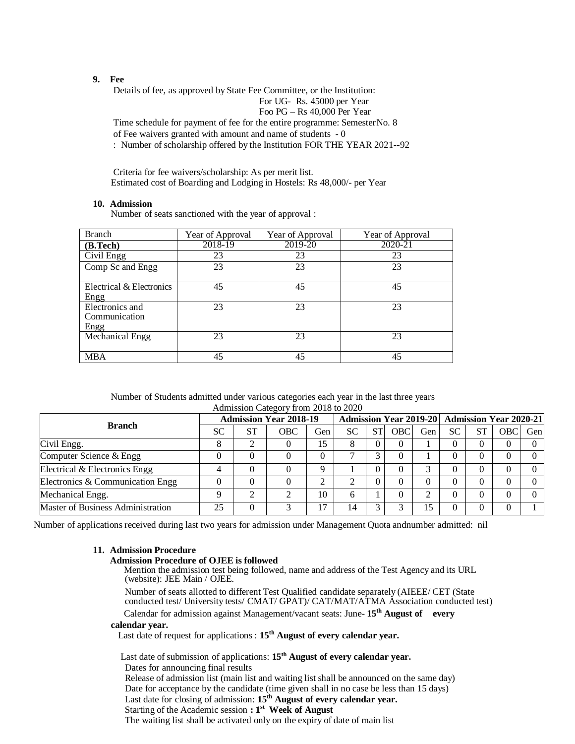**9. Fee**

Details of fee, as approved by State Fee Committee, or the Institution:

For UG- Rs. 45000 per Year

Foo PG – Rs 40,000 Per Year

Time schedule for payment of fee for the entire programme: Semester No. 8

of Fee waivers granted with amount and name of students - 0

: Number of scholarship offered by the Institution FOR THE YEAR 2021--92

Criteria for fee waivers/scholarship: As per merit list.

Estimated cost of Boarding and Lodging in Hostels: Rs 48,000/- per Year

**10. Admission**

Number of seats sanctioned with the year of approval :

| Branch | Year of Approval | Year of Approval | Year of Approval |
|---|---|---|---|
| **(B.Tech)** | 2018-19 | 2019-20 | 2020-21 |
| Civil Engg | 23 | 23 | 23 |
| Comp Sc and Engg | 23 | 23 | 23 |
| Electrical & Electronics Engg | 45 | 45 | 45 |
| Electronics and Communication Engg | 23 | 23 | 23 |
| Mechanical Engg | 23 | 23 | 23 |
| MBA | 45 | 45 | 45 |

Number of Students admitted under various categories each year in the last three years

Admission Category from 2018 to 2020

| Branch | Admission Year 2018-19 | | | | Admission Year 2019-20 | | | | Admission Year 2020-21 | | | |
|---|---|---|---|---|---|---|---|---|---|---|---|---|
| | SC | ST | OBC | Gen | SC | ST | OBC | Gen | SC | ST | OBC | Gen |
| Civil Engg. | 8 | 2 | 0 | 15 | 8 | 0 | 0 | 1 | 0 | 0 | 0 | 0 |
| Computer Science & Engg | 0 | 0 | 0 | 0 | 7 | 3 | 0 | 1 | 0 | 0 | 0 | 0 |
| Electrical & Electronics Engg | 4 | 0 | 0 | 9 | 1 | 0 | 0 | 3 | 0 | 0 | 0 | 0 |
| Electronics & Communication Engg | 0 | 0 | 0 | 2 | 2 | 0 | 0 | 0 | 0 | 0 | 0 | 0 |
| Mechanical Engg. | 9 | 2 | 2 | 10 | 6 | 1 | 0 | 2 | 0 | 0 | 0 | 0 |
| Master of Business Administration | 25 | 0 | 3 | 17 | 14 | 3 | 3 | 15 | 0 | 0 | 0 | 1 |

Number of applications received during last two years for admission under Management Quota andnumber admitted: nil

**11. Admission Procedure**

**Admission Procedure of OJEE is followed**

Mention the admission test being followed, name and address of the Test Agency and its URL (website): JEE Main / OJEE.

Number of seats allotted to different Test Qualified candidate separately (AIEEE/ CET (State conducted test/ University tests/ CMAT/ GPAT)/ CAT/MAT/ATMA Association conducted test)

Calendar for admission against Management/vacant seats: June- **15th August of every calendar year.**

Last date of request for applications : **15th August of every calendar year.**

Last date of submission of applications: **15th August of every calendar year.**

Dates for announcing final results

Release of admission list (main list and waiting list shall be announced on the same day)

Date for acceptance by the candidate (time given shall in no case be less than 15 days)

Last date for closing of admission: **15th August of every calendar year.**

Starting of the Academic session **: 1st Week of August**

The waiting list shall be activated only on the expiry of date of main list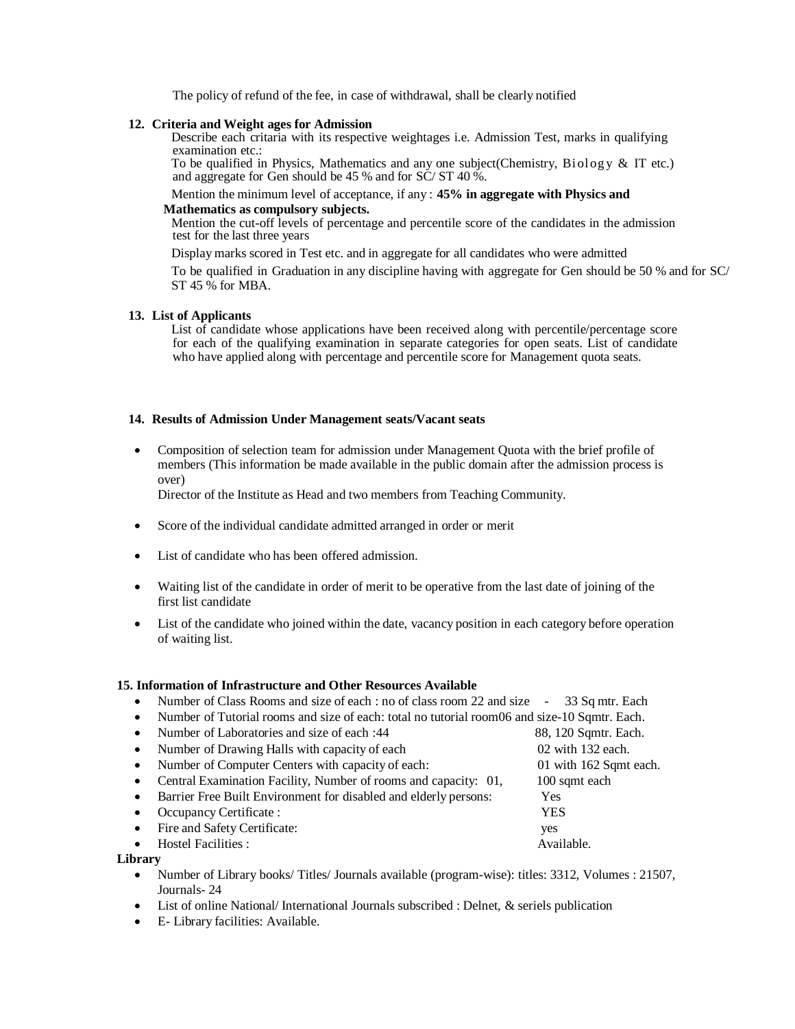The policy of refund of the fee, in case of withdrawal, shall be clearly notified

**12. Criteria and Weight ages for Admission**

Describe each critaria with its respective weightages i.e. Admission Test, marks in qualifying examination etc.:

To be qualified in Physics, Mathematics and any one subject(Chemistry, Biology & IT etc.) and aggregate for Gen should be 45 % and for SC/ ST 40 %.

Mention the minimum level of acceptance, if any : **45% in aggregate with Physics and Mathematics as compulsory subjects.**

Mention the cut-off levels of percentage and percentile score of the candidates in the admission test for the last three years

Display marks scored in Test etc. and in aggregate for all candidates who were admitted

To be qualified in Graduation in any discipline having with aggregate for Gen should be 50 % and for SC/ ST 45 % for MBA.

**13. List of Applicants**

List of candidate whose applications have been received along with percentile/percentage score for each of the qualifying examination in separate categories for open seats. List of candidate who have applied along with percentage and percentile score for Management quota seats.

**14. Results of Admission Under Management seats/Vacant seats**

- Composition of selection team for admission under Management Quota with the brief profile of members (This information be made available in the public domain after the admission process is over)
  Director of the Institute as Head and two members from Teaching Community.
- Score of the individual candidate admitted arranged in order or merit
- List of candidate who has been offered admission.
- Waiting list of the candidate in order of merit to be operative from the last date of joining of the first list candidate
- List of the candidate who joined within the date, vacancy position in each category before operation of waiting list.

**15. Information of Infrastructure and Other Resources Available**

- Number of Class Rooms and size of each : no of class room 22 and size - 33 Sq mtr. Each
- Number of Tutorial rooms and size of each: total no tutorial room06 and size-10 Sqmtr. Each.
- Number of Laboratories and size of each :44 88, 120 Sqmtr. Each.
- Number of Drawing Halls with capacity of each 02 with 132 each.
- Number of Computer Centers with capacity of each: 01 with 162 Sqmt each.
- Central Examination Facility, Number of rooms and capacity: 01, 100 sqmt each
- Barrier Free Built Environment for disabled and elderly persons: Yes
- Occupancy Certificate : YES
- Fire and Safety Certificate: yes
- Hostel Facilities : Available.

**Library**

- Number of Library books/ Titles/ Journals available (program-wise): titles: 3312, Volumes : 21507, Journals- 24
- List of online National/ International Journals subscribed : Delnet, & seriels publication
- E- Library facilities: Available.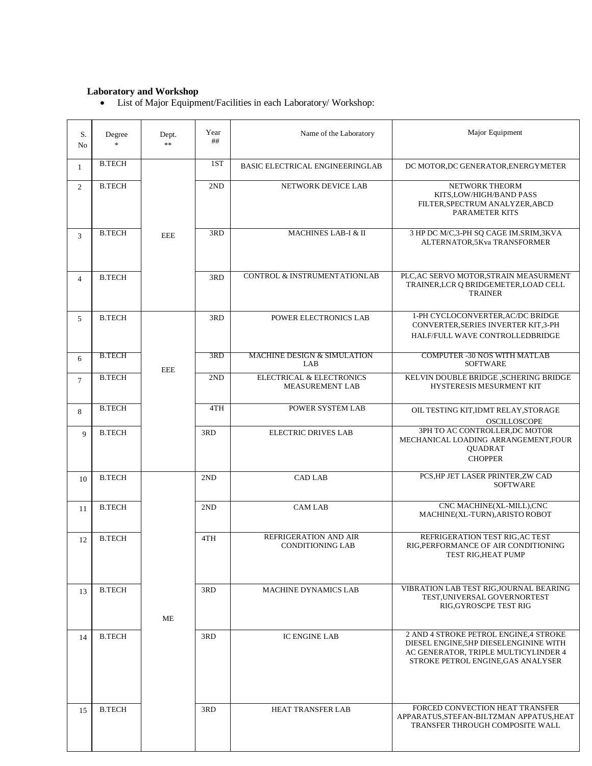**Laboratory and Workshop**

- List of Major Equipment/Facilities in each Laboratory/ Workshop:

| S. No | Degree * | Dept. ** | Year ## | Name of the Laboratory | Major Equipment |
|---|---|---|---|---|---|
| 1 | B.TECH | EEE | 1ST | BASIC ELECTRICAL ENGINEERINGLAB | DC MOTOR,DC GENERATOR,ENERGYMETER |
| 2 | B.TECH | EEE | 2ND | NETWORK DEVICE LAB | NETWORK THEORM KITS,LOW/HIGH/BAND PASS FILTER,SPECTRUM ANALYZER,ABCD PARAMETER KITS |
| 3 | B.TECH | EEE | 3RD | MACHINES LAB-I & II | 3 HP DC M/C,3-PH SQ CAGE IM.SRIM,3KVA ALTERNATOR,5Kva TRANSFORMER |
| 4 | B.TECH | EEE | 3RD | CONTROL & INSTRUMENTATIONLAB | PLC,AC SERVO MOTOR,STRAIN MEASURMENT TRAINER,LCR Q BRIDGEMETER,LOAD CELL TRAINER |
| 5 | B.TECH | EEE | 3RD | POWER ELECTRONICS LAB | 1-PH CYCLOCONVERTER,AC/DC BRIDGE CONVERTER,SERIES INVERTER KIT,3-PH HALF/FULL WAVE CONTROLLEDBRIDGE |
| 6 | B.TECH | EEE | 3RD | MACHINE DESIGN & SIMULATION LAB | COMPUTER -30 NOS WITH MATLAB SOFTWARE |
| 7 | B.TECH | EEE | 2ND | ELECTRICAL & ELECTRONICS MEASUREMENT LAB | KELVIN DOUBLE BRIDGE ,SCHERING BRIDGE HYSTERESIS MESURMENT KIT |
| 8 | B.TECH | EEE | 4TH | POWER SYSTEM LAB | OIL TESTING KIT,IDMT RELAY,STORAGE OSCILLOSCOPE |
| 9 | B.TECH | EEE | 3RD | ELECTRIC DRIVES LAB | 3PH TO AC CONTROLLER,DC MOTOR MECHANICAL LOADING ARRANGEMENT,FOUR QUADRAT CHOPPER |
| 10 | B.TECH | ME | 2ND | CAD LAB | PCS,HP JET LASER PRINTER,ZW CAD SOFTWARE |
| 11 | B.TECH | ME | 2ND | CAM LAB | CNC MACHINE(XL-MILL),CNC MACHINE(XL-TURN),ARISTO ROBOT |
| 12 | B.TECH | ME | 4TH | REFRIGERATION AND AIR CONDITIONING LAB | REFRIGERATION TEST RIG,AC TEST RIG,PERFORMANCE OF AIR CONDITIONING TEST RIG,HEAT PUMP |
| 13 | B.TECH | ME | 3RD | MACHINE DYNAMICS LAB | VIBRATION LAB TEST RIG,JOURNAL BEARING TEST,UNIVERSAL GOVERNORTEST RIG,GYROSCPE TEST RIG |
| 14 | B.TECH | ME | 3RD | IC ENGINE LAB | 2 AND 4 STROKE PETROL ENGINE,4 STROKE DIESEL ENGINE,5HP DIESELENGININE WITH AC GENERATOR, TRIPLE MULTICYLINDER 4 STROKE PETROL ENGINE,GAS ANALYSER |
| 15 | B.TECH | ME | 3RD | HEAT TRANSFER LAB | FORCED CONVECTION HEAT TRANSFER APPARATUS,STEFAN-BILTZMAN APPATUS,HEAT TRANSFER THROUGH COMPOSITE WALL |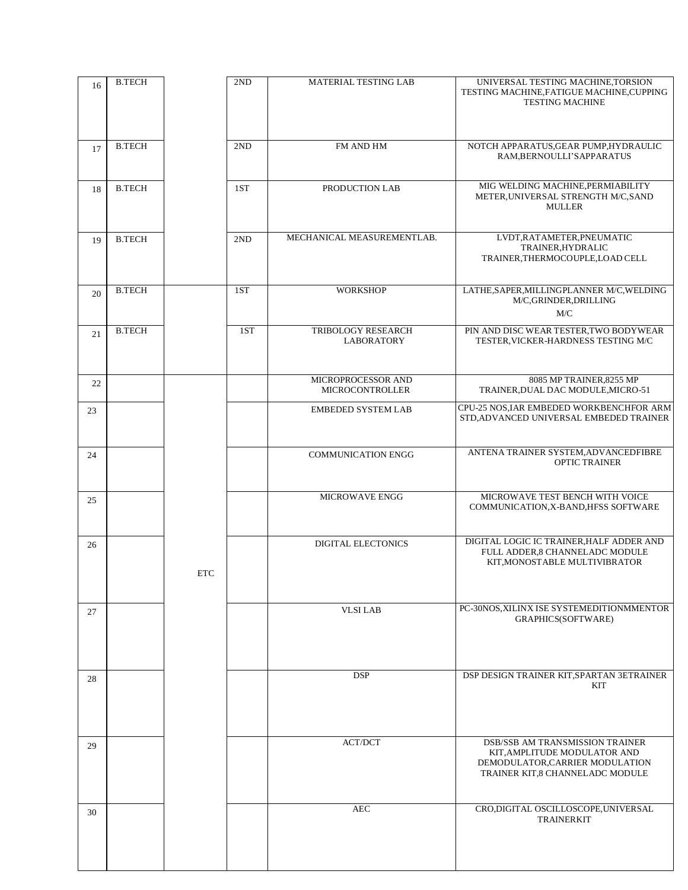| 16 | B.TECH | | 2ND | MATERIAL TESTING LAB | UNIVERSAL TESTING MACHINE,TORSION TESTING MACHINE,FATIGUE MACHINE,CUPPING TESTING MACHINE |
|---|---|---|---|---|---|
| 17 | B.TECH | | 2ND | FM AND HM | NOTCH APPARATUS,GEAR PUMP,HYDRAULIC RAM,BERNOULLI'SAPPARATUS |
| 18 | B.TECH | | 1ST | PRODUCTION LAB | MIG WELDING MACHINE,PERMIABILITY METER,UNIVERSAL STRENGTH M/C,SAND MULLER |
| 19 | B.TECH | | 2ND | MECHANICAL MEASUREMENTLAB. | LVDT,RATAMETER,PNEUMATIC TRAINER,HYDRALIC TRAINER,THERMOCOUPLE,LOAD CELL |
| 20 | B.TECH | | 1ST | WORKSHOP | LATHE,SAPER,MILLINGPLANNER M/C,WELDING M/C,GRINDER,DRILLING M/C |
| 21 | B.TECH | | 1ST | TRIBOLOGY RESEARCH LABORATORY | PIN AND DISC WEAR TESTER,TWO BODYWEAR TESTER,VICKER-HARDNESS TESTING M/C |
| 22 | | ETC | | MICROPROCESSOR AND MICROCONTROLLER | 8085 MP TRAINER,8255 MP TRAINER,DUAL DAC MODULE,MICRO-51 |
| 23 | | | | EMBEDED SYSTEM LAB | CPU-25 NOS,IAR EMBEDED WORKBENCHFOR ARM STD,ADVANCED UNIVERSAL EMBEDED TRAINER |
| 24 | | | | COMMUNICATION ENGG | ANTENA TRAINER SYSTEM,ADVANCEDFIBRE OPTIC TRAINER |
| 25 | | | | MICROWAVE ENGG | MICROWAVE TEST BENCH WITH VOICE COMMUNICATION,X-BAND,HFSS SOFTWARE |
| 26 | | | | DIGITAL ELECTONICS | DIGITAL LOGIC IC TRAINER,HALF ADDER AND FULL ADDER,8 CHANNELADC MODULE KIT,MONOSTABLE MULTIVIBRATOR |
| 27 | | | | VLSI LAB | PC-30NOS,XILINX ISE SYSTEMEDITIONMMENTOR GRAPHICS(SOFTWARE) |
| 28 | | | | DSP | DSP DESIGN TRAINER KIT,SPARTAN 3ETRAINER KIT |
| 29 | | | | ACT/DCT | DSB/SSB AM TRANSMISSION TRAINER KIT,AMPLITUDE MODULATOR AND DEMODULATOR,CARRIER MODULATION TRAINER KIT,8 CHANNELADC MODULE |
| 30 | | | | AEC | CRO,DIGITAL OSCILLOSCOPE,UNIVERSAL TRAINERKIT |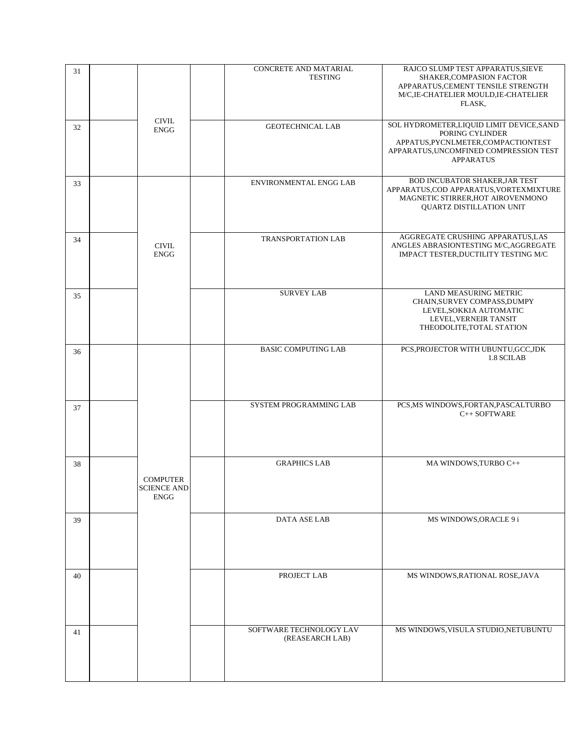| 31 | | CIVIL ENGG | | CONCRETE AND MATARIAL TESTING | RAJCO SLUMP TEST APPARATUS,SIEVE SHAKER,COMPASION FACTOR APPARATUS,CEMENT TENSILE STRENGTH M/C,IE-CHATELIER MOULD,IE-CHATELIER FLASK, |
|---|---|---|---|---|---|
| 32 | | | | GEOTECHNICAL LAB | SOL HYDROMETER,LIQUID LIMIT DEVICE,SAND PORING CYLINDER APPATUS,PYCNLMETER,COMPACTIONTEST APPARATUS,UNCOMFINED COMPRESSION TEST APPARATUS |
| 33 | | CIVIL ENGG | | ENVIRONMENTAL ENGG LAB | BOD INCUBATOR SHAKER,JAR TEST APPARATUS,COD APPARATUS,VORTEXMIXTURE MAGNETIC STIRRER,HOT AIROVENMONO QUARTZ DISTILLATION UNIT |
| 34 | | | | TRANSPORTATION LAB | AGGREGATE CRUSHING APPARATUS,LAS ANGLES ABRASIONTESTING M/C,AGGREGATE IMPACT TESTER,DUCTILITY TESTING M/C |
| 35 | | | | SURVEY LAB | LAND MEASURING METRIC CHAIN,SURVEY COMPASS,DUMPY LEVEL,SOKKIA AUTOMATIC LEVEL,VERNEIR TANSIT THEODOLITE,TOTAL STATION |
| 36 | | COMPUTER SCIENCE AND ENGG | | BASIC COMPUTING LAB | PCS,PROJECTOR WITH UBUNTU,GCC,JDK 1.8 SCILAB |
| 37 | | | | SYSTEM PROGRAMMING LAB | PCS,MS WINDOWS,FORTAN,PASCALTURBO C++ SOFTWARE |
| 38 | | | | GRAPHICS LAB | MA WINDOWS,TURBO C++ |
| 39 | | | | DATA ASE LAB | MS WINDOWS,ORACLE 9 i |
| 40 | | | | PROJECT LAB | MS WINDOWS,RATIONAL ROSE,JAVA |
| 41 | | | | SOFTWARE TECHNOLOGY LAV (REASEARCH LAB) | MS WINDOWS,VISULA STUDIO,NETUBUNTU |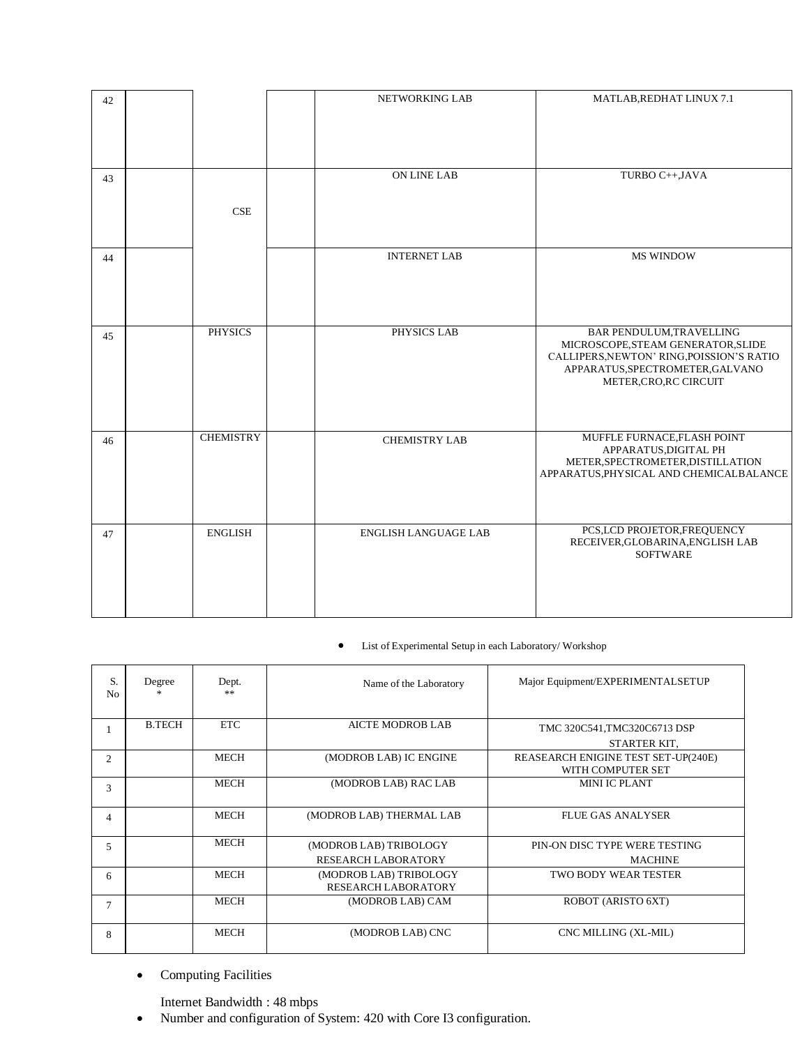| | | | | | |
|---|---|---|---|---|---|
| 42 | | | | NETWORKING LAB | MATLAB,REDHAT LINUX 7.1 |
| 43 | | CSE | | ON LINE LAB | TURBO C++,JAVA |
| 44 | | | | INTERNET LAB | MS WINDOW |
| 45 | | PHYSICS | | PHYSICS LAB | BAR PENDULUM,TRAVELLING MICROSCOPE,STEAM GENERATOR,SLIDE CALLIPERS,NEWTON' RING,POISSION'S RATIO APPARATUS,SPECTROMETER,GALVANO METER,CRO,RC CIRCUIT |
| 46 | | CHEMISTRY | | CHEMISTRY LAB | MUFFLE FURNACE,FLASH POINT APPARATUS,DIGITAL PH METER,SPECTROMETER,DISTILLATION APPARATUS,PHYSICAL AND CHEMICALBALANCE |
| 47 | | ENGLISH | | ENGLISH LANGUAGE LAB | PCS,LCD PROJETOR,FREQUENCY RECEIVER,GLOBARINA,ENGLISH LAB SOFTWARE |

- List of Experimental Setup in each Laboratory/ Workshop

| S. No | Degree * | Dept. ** | Name of the Laboratory | Major Equipment/EXPERIMENTALSETUP |
|---|---|---|---|---|
| 1 | B.TECH | ETC | AICTE MODROB LAB | TMC 320C541,TMC320C6713 DSP STARTER KIT, |
| 2 | | MECH | (MODROB LAB) IC ENGINE | REASEARCH ENIGINE TEST SET-UP(240E) WITH COMPUTER SET |
| 3 | | MECH | (MODROB LAB) RAC LAB | MINI IC PLANT |
| 4 | | MECH | (MODROB LAB) THERMAL LAB | FLUE GAS ANALYSER |
| 5 | | MECH | (MODROB LAB) TRIBOLOGY RESEARCH LABORATORY | PIN-ON DISC TYPE WERE TESTING MACHINE |
| 6 | | MECH | (MODROB LAB) TRIBOLOGY RESEARCH LABORATORY | TWO BODY WEAR TESTER |
| 7 | | MECH | (MODROB LAB) CAM | ROBOT (ARISTO 6XT) |
| 8 | | MECH | (MODROB LAB) CNC | CNC MILLING (XL-MIL) |

- Computing Facilities

  Internet Bandwidth : 48 mbps
- Number and configuration of System: 420 with Core I3 configuration.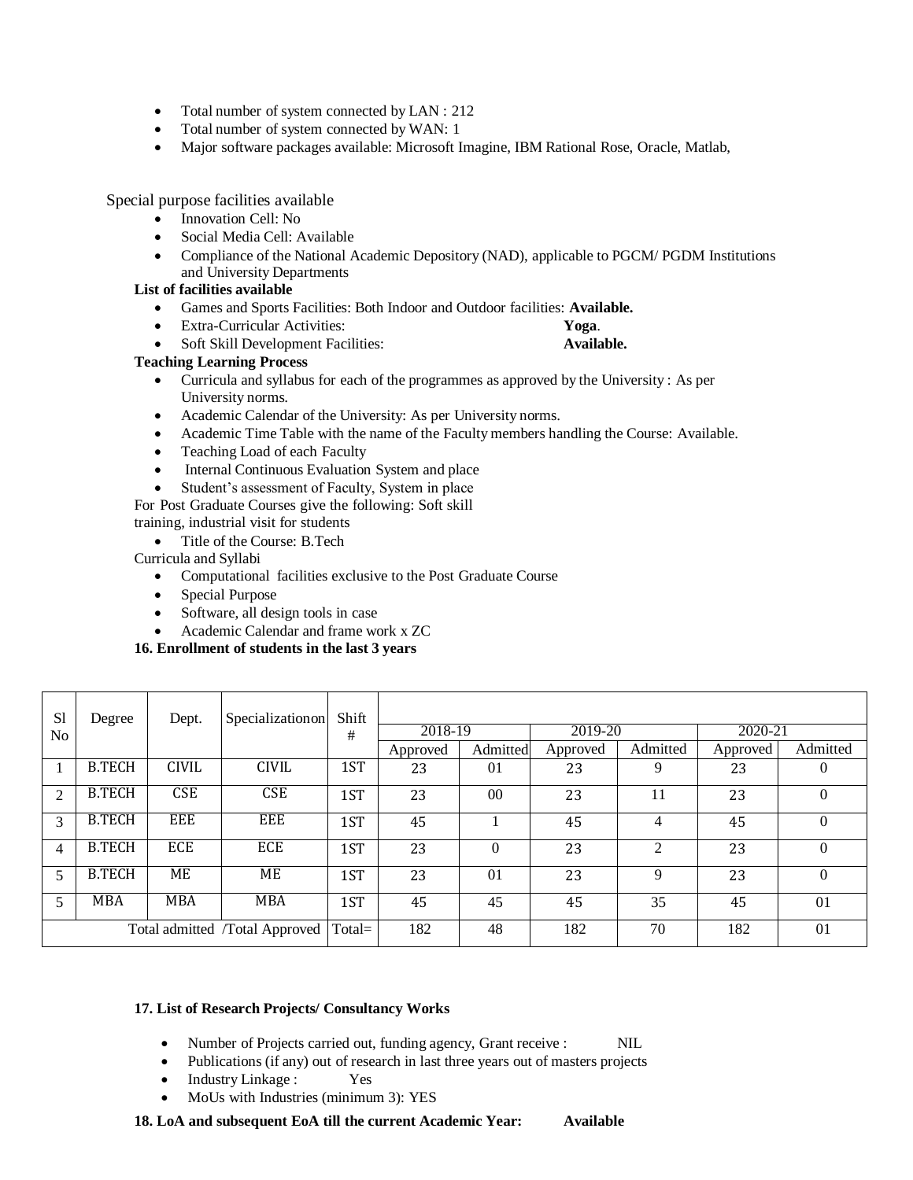- Total number of system connected by LAN : 212
- Total number of system connected by WAN: 1
- Major software packages available: Microsoft Imagine, IBM Rational Rose, Oracle, Matlab,

Special purpose facilities available

- Innovation Cell: No
- Social Media Cell: Available
- Compliance of the National Academic Depository (NAD), applicable to PGCM/ PGDM Institutions and University Departments

**List of facilities available**

- Games and Sports Facilities: Both Indoor and Outdoor facilities: **Available.**
- Extra-Curricular Activities: **Yoga**.
- Soft Skill Development Facilities: **Available.**

**Teaching Learning Process**

- Curricula and syllabus for each of the programmes as approved by the University : As per University norms.
- Academic Calendar of the University: As per University norms.
- Academic Time Table with the name of the Faculty members handling the Course: Available.
- Teaching Load of each Faculty
- Internal Continuous Evaluation System and place
- Student's assessment of Faculty, System in place

For Post Graduate Courses give the following: Soft skill training, industrial visit for students

- Title of the Course: B.Tech

Curricula and Syllabi

- Computational facilities exclusive to the Post Graduate Course
- Special Purpose
- Software, all design tools in case
- Academic Calendar and frame work x ZC

**16. Enrollment of students in the last 3 years**

| Sl No | Degree | Dept. | Specializationon | Shift # | 2018-19 | | 2019-20 | | 2020-21 | |
|---|---|---|---|---|---|---|---|---|---|---|
| | | | | | Approved | Admitted | Approved | Admitted | Approved | Admitted |
| 1 | B.TECH | CIVIL | CIVIL | 1ST | 23 | 01 | 23 | 9 | 23 | 0 |
| 2 | B.TECH | CSE | CSE | 1ST | 23 | 00 | 23 | 11 | 23 | 0 |
| 3 | B.TECH | EEE | EEE | 1ST | 45 | 1 | 45 | 4 | 45 | 0 |
| 4 | B.TECH | ECE | ECE | 1ST | 23 | 0 | 23 | 2 | 23 | 0 |
| 5 | B.TECH | ME | ME | 1ST | 23 | 01 | 23 | 9 | 23 | 0 |
| 5 | MBA | MBA | MBA | 1ST | 45 | 45 | 45 | 35 | 45 | 01 |
| Total admitted /Total Approved | | | | Total= | 182 | 48 | 182 | 70 | 182 | 01 |

**17. List of Research Projects/ Consultancy Works**

- Number of Projects carried out, funding agency, Grant receive : NIL
- Publications (if any) out of research in last three years out of masters projects
- Industry Linkage : Yes
- MoUs with Industries (minimum 3): YES

**18. LoA and subsequent EoA till the current Academic Year: Available**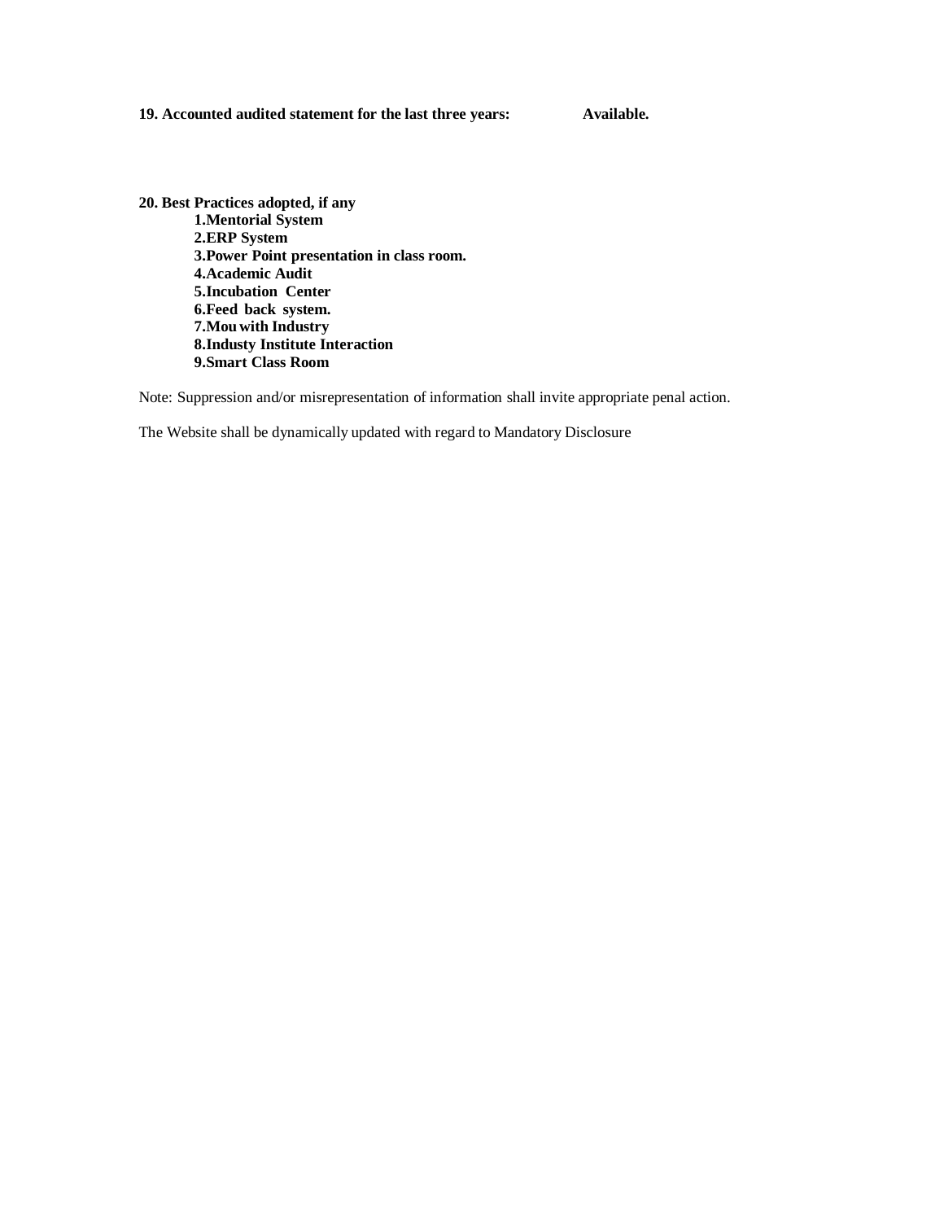**19. Accounted audited statement for the last three years: Available.**

**20. Best Practices adopted, if any**

**1.Mentorial System**
**2.ERP System**
**3.Power Point presentation in class room.**
**4.Academic Audit**
**5.Incubation Center**
**6.Feed back system.**
**7.Mou with Industry**
**8.Industy Institute Interaction**
**9.Smart Class Room**

Note: Suppression and/or misrepresentation of information shall invite appropriate penal action.

The Website shall be dynamically updated with regard to Mandatory Disclosure